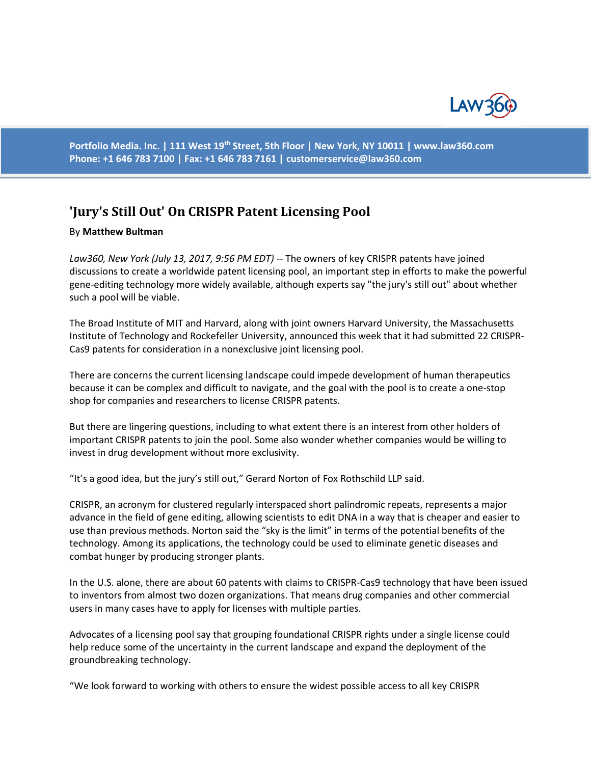# 'Jury's Still Out' On CRISPR Patent Licensing Pool

By **Matthew Bultman**

*Law360, New York (July 13, 2017, 9:56 PM EDT)* -- The owners of key CRISPR patents have joined discussions to create a worldwide patent licensing pool, an important step in efforts to make the powerful gene-editing technology more widely available, although experts say "the jury's still out" about whether such a pool will be viable.

The Broad Institute of MIT and Harvard, along with joint owners Harvard University, the Massachusetts Institute of Technology and Rockefeller University, announced this week that it had submitted 22 CRISPR-Cas9 patents for consideration in a nonexclusive joint licensing pool.

There are concerns the current licensing landscape could impede development of human therapeutics because it can be complex and difficult to navigate, and the goal with the pool is to create a one-stop shop for companies and researchers to license CRISPR patents.

But there are lingering questions, including to what extent there is an interest from other holders of important CRISPR patents to join the pool. Some also wonder whether companies would be willing to invest in drug development without more exclusivity.

"It's a good idea, but the jury's still out," Gerard Norton of Fox Rothschild LLP said.

CRISPR, an acronym for clustered regularly interspaced short palindromic repeats, represents a major advance in the field of gene editing, allowing scientists to edit DNA in a way that is cheaper and easier to use than previous methods. Norton said the "sky is the limit" in terms of the potential benefits of the technology. Among its applications, the technology could be used to eliminate genetic diseases and combat hunger by producing stronger plants.

In the U.S. alone, there are about 60 patents with claims to CRISPR-Cas9 technology that have been issued to inventors from almost two dozen organizations. That means drug companies and other commercial users in many cases have to apply for licenses with multiple parties.

Advocates of a licensing pool say that grouping foundational CRISPR rights under a single license could help reduce some of the uncertainty in the current landscape and expand the deployment of the groundbreaking technology.

"We look forward to working with others to ensure the widest possible access to all key CRISPR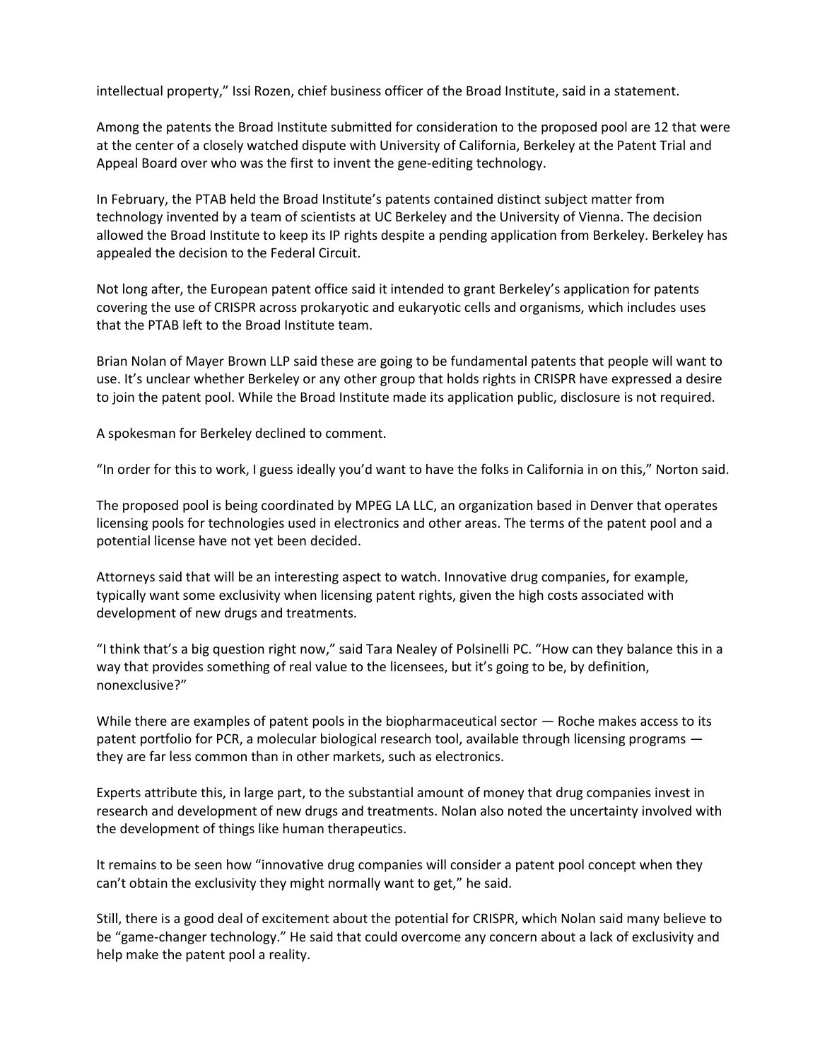intellectual property," Issi Rozen, chief business officer of the Broad Institute, said in a statement.

Among the patents the Broad Institute submitted for consideration to the proposed pool are 12 that were at the center of a closely watched dispute with University of California, Berkeley at the Patent Trial and Appeal Board over who was the first to invent the gene-editing technology.

In February, the PTAB held the Broad Institute's patents contained distinct subject matter from technology invented by a team of scientists at UC Berkeley and the University of Vienna. The decision allowed the Broad Institute to keep its IP rights despite a pending application from Berkeley. Berkeley has appealed the decision to the Federal Circuit.

Not long after, the European patent office said it intended to grant Berkeley's application for patents covering the use of CRISPR across prokaryotic and eukaryotic cells and organisms, which includes uses that the PTAB left to the Broad Institute team.

Brian Nolan of Mayer Brown LLP said these are going to be fundamental patents that people will want to use. It's unclear whether Berkeley or any other group that holds rights in CRISPR have expressed a desire to join the patent pool. While the Broad Institute made its application public, disclosure is not required.

A spokesman for Berkeley declined to comment.

"In order for this to work, I guess ideally you'd want to have the folks in California in on this," Norton said.

The proposed pool is being coordinated by MPEG LA LLC, an organization based in Denver that operates licensing pools for technologies used in electronics and other areas. The terms of the patent pool and a potential license have not yet been decided.

Attorneys said that will be an interesting aspect to watch. Innovative drug companies, for example, typically want some exclusivity when licensing patent rights, given the high costs associated with development of new drugs and treatments.

"I think that's a big question right now," said Tara Nealey of Polsinelli PC. "How can they balance this in a way that provides something of real value to the licensees, but it's going to be, by definition, nonexclusive?"

While there are examples of patent pools in the biopharmaceutical sector — Roche makes access to its patent portfolio for PCR, a molecular biological research tool, available through licensing programs — they are far less common than in other markets, such as electronics.

Experts attribute this, in large part, to the substantial amount of money that drug companies invest in research and development of new drugs and treatments. Nolan also noted the uncertainty involved with the development of things like human therapeutics.

It remains to be seen how "innovative drug companies will consider a patent pool concept when they can't obtain the exclusivity they might normally want to get," he said.

Still, there is a good deal of excitement about the potential for CRISPR, which Nolan said many believe to be "game-changer technology." He said that could overcome any concern about a lack of exclusivity and help make the patent pool a reality.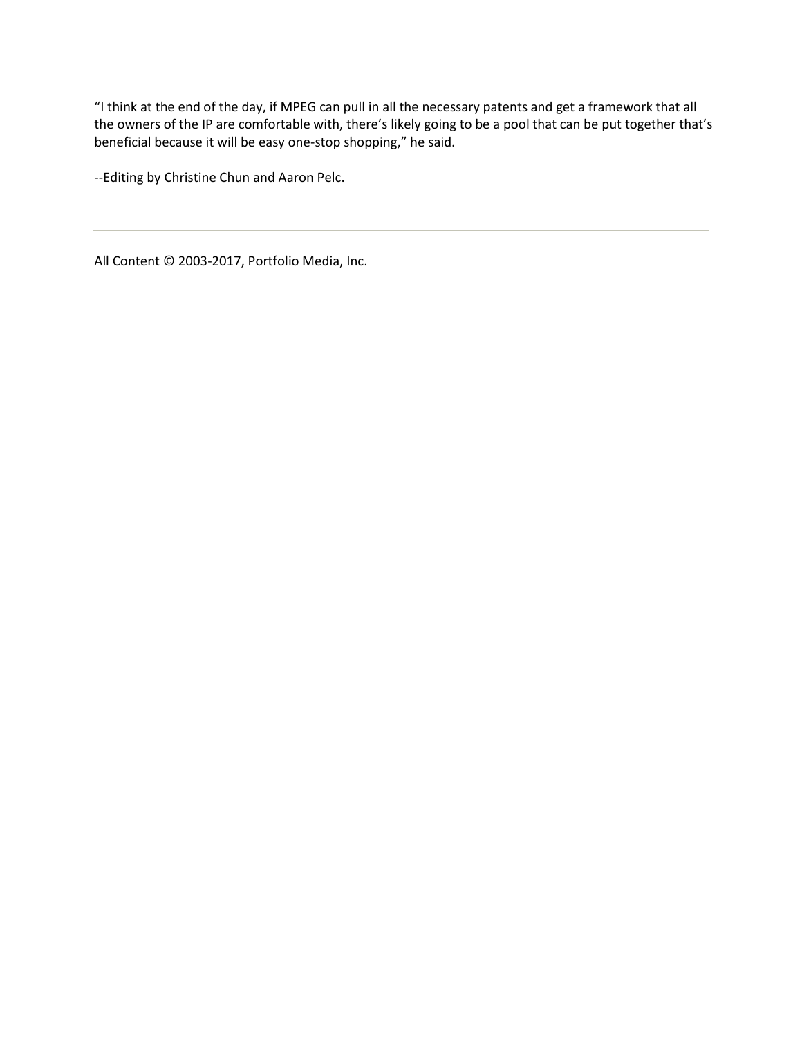"I think at the end of the day, if MPEG can pull in all the necessary patents and get a framework that all the owners of the IP are comfortable with, there's likely going to be a pool that can be put together that's beneficial because it will be easy one-stop shopping," he said.

--Editing by Christine Chun and Aaron Pelc.

---

All Content © 2003-2017, Portfolio Media, Inc.